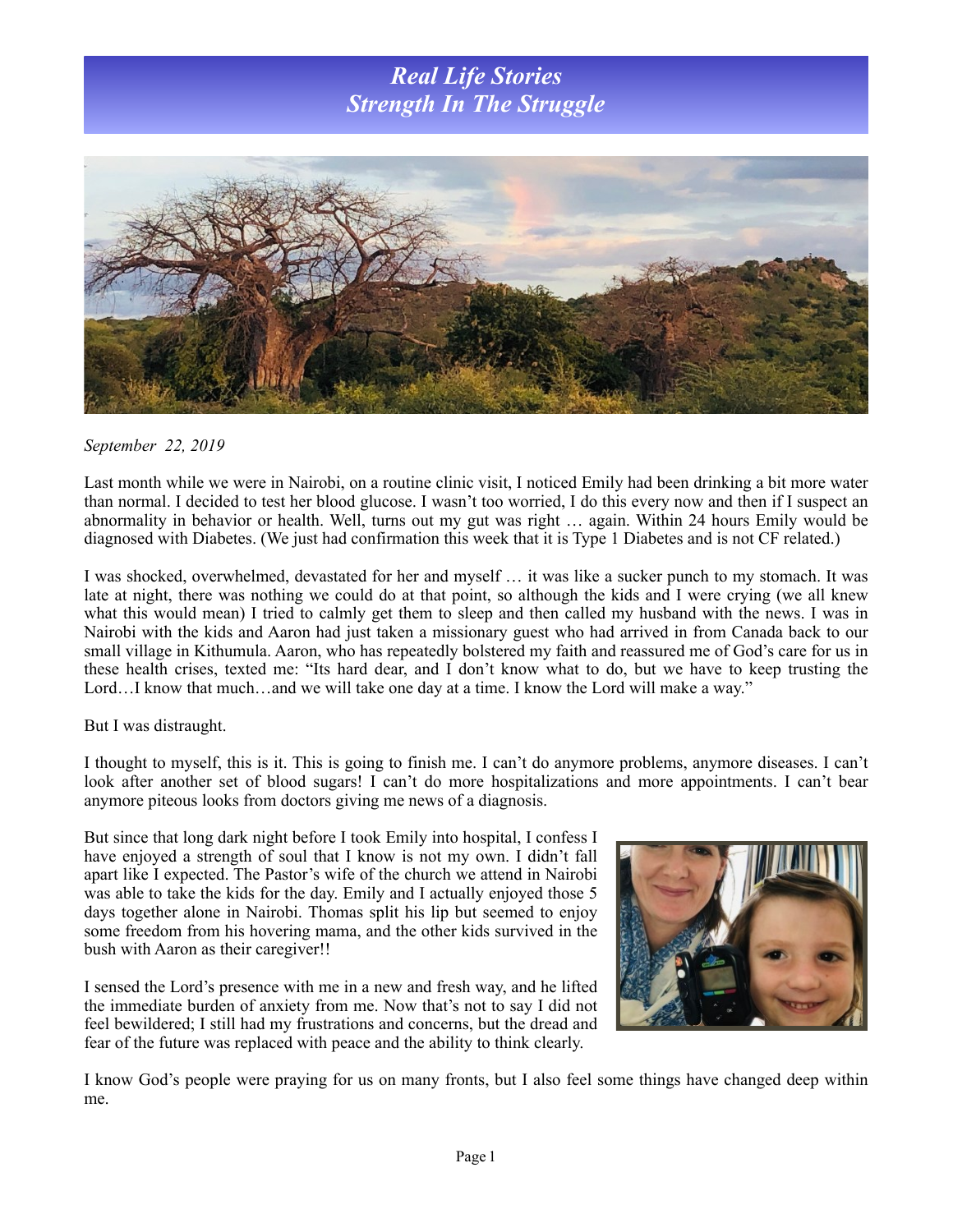# *Real Life Stories*
# *Strength In The Struggle*

*September 22, 2019*

Last month while we were in Nairobi, on a routine clinic visit, I noticed Emily had been drinking a bit more water than normal. I decided to test her blood glucose. I wasn't too worried, I do this every now and then if I suspect an abnormality in behavior or health. Well, turns out my gut was right … again. Within 24 hours Emily would be diagnosed with Diabetes. (We just had confirmation this week that it is Type 1 Diabetes and is not CF related.)

I was shocked, overwhelmed, devastated for her and myself … it was like a sucker punch to my stomach. It was late at night, there was nothing we could do at that point, so although the kids and I were crying (we all knew what this would mean) I tried to calmly get them to sleep and then called my husband with the news. I was in Nairobi with the kids and Aaron had just taken a missionary guest who had arrived in from Canada back to our small village in Kithumula. Aaron, who has repeatedly bolstered my faith and reassured me of God's care for us in these health crises, texted me: "Its hard dear, and I don't know what to do, but we have to keep trusting the Lord…I know that much…and we will take one day at a time. I know the Lord will make a way."

But I was distraught.

I thought to myself, this is it. This is going to finish me. I can't do anymore problems, anymore diseases. I can't look after another set of blood sugars! I can't do more hospitalizations and more appointments. I can't bear anymore piteous looks from doctors giving me news of a diagnosis.

But since that long dark night before I took Emily into hospital, I confess I have enjoyed a strength of soul that I know is not my own. I didn't fall apart like I expected. The Pastor's wife of the church we attend in Nairobi was able to take the kids for the day. Emily and I actually enjoyed those 5 days together alone in Nairobi. Thomas split his lip but seemed to enjoy some freedom from his hovering mama, and the other kids survived in the bush with Aaron as their caregiver!!

I sensed the Lord's presence with me in a new and fresh way, and he lifted the immediate burden of anxiety from me. Now that's not to say I did not feel bewildered; I still had my frustrations and concerns, but the dread and fear of the future was replaced with peace and the ability to think clearly.

I know God's people were praying for us on many fronts, but I also feel some things have changed deep within me.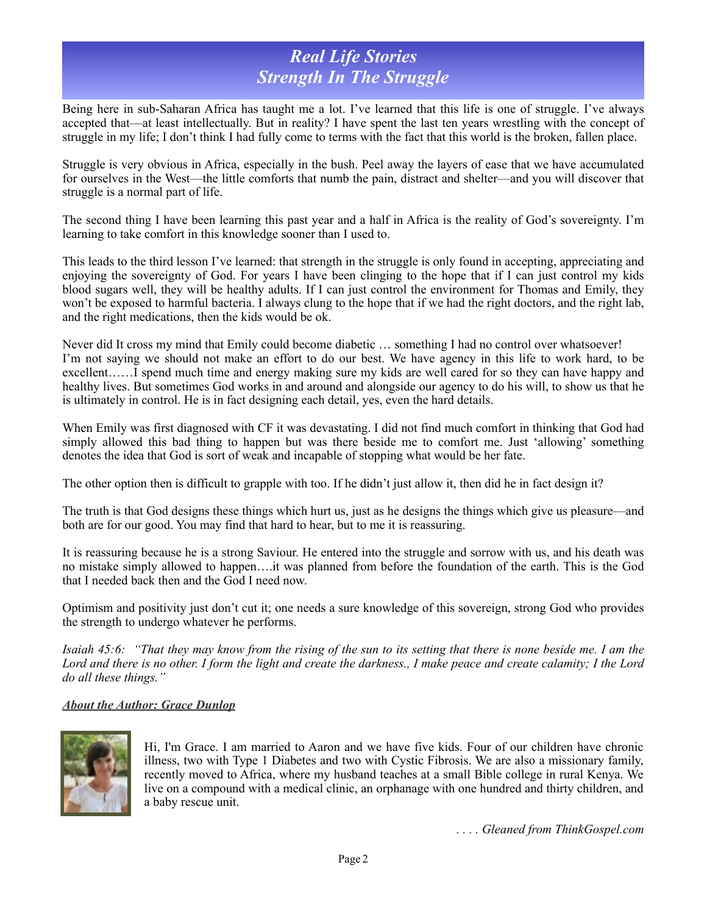# *Real Life Stories*
# *Strength In The Struggle*

Being here in sub-Saharan Africa has taught me a lot. I've learned that this life is one of struggle. I've always accepted that—at least intellectually. But in reality? I have spent the last ten years wrestling with the concept of struggle in my life; I don't think I had fully come to terms with the fact that this world is the broken, fallen place.

Struggle is very obvious in Africa, especially in the bush. Peel away the layers of ease that we have accumulated for ourselves in the West—the little comforts that numb the pain, distract and shelter—and you will discover that struggle is a normal part of life.

The second thing I have been learning this past year and a half in Africa is the reality of God's sovereignty. I'm learning to take comfort in this knowledge sooner than I used to.

This leads to the third lesson I've learned: that strength in the struggle is only found in accepting, appreciating and enjoying the sovereignty of God. For years I have been clinging to the hope that if I can just control my kids blood sugars well, they will be healthy adults. If I can just control the environment for Thomas and Emily, they won't be exposed to harmful bacteria. I always clung to the hope that if we had the right doctors, and the right lab, and the right medications, then the kids would be ok.

Never did It cross my mind that Emily could become diabetic … something I had no control over whatsoever!
I'm not saying we should not make an effort to do our best. We have agency in this life to work hard, to be excellent……I spend much time and energy making sure my kids are well cared for so they can have happy and healthy lives. But sometimes God works in and around and alongside our agency to do his will, to show us that he is ultimately in control. He is in fact designing each detail, yes, even the hard details.

When Emily was first diagnosed with CF it was devastating. I did not find much comfort in thinking that God had simply allowed this bad thing to happen but was there beside me to comfort me. Just 'allowing' something denotes the idea that God is sort of weak and incapable of stopping what would be her fate.

The other option then is difficult to grapple with too. If he didn't just allow it, then did he in fact design it?

The truth is that God designs these things which hurt us, just as he designs the things which give us pleasure—and both are for our good. You may find that hard to hear, but to me it is reassuring.

It is reassuring because he is a strong Saviour. He entered into the struggle and sorrow with us, and his death was no mistake simply allowed to happen….it was planned from before the foundation of the earth. This is the God that I needed back then and the God I need now.

Optimism and positivity just don't cut it; one needs a sure knowledge of this sovereign, strong God who provides the strength to undergo whatever he performs.

*Isaiah 45:6: "That they may know from the rising of the sun to its setting that there is none beside me. I am the Lord and there is no other. I form the light and create the darkness., I make peace and create calamity; I the Lord do all these things."*

***About the Author: Grace Dunlop***

Hi, I'm Grace. I am married to Aaron and we have five kids. Four of our children have chronic illness, two with Type 1 Diabetes and two with Cystic Fibrosis. We are also a missionary family, recently moved to Africa, where my husband teaches at a small Bible college in rural Kenya. We live on a compound with a medical clinic, an orphanage with one hundred and thirty children, and a baby rescue unit.

*. . . . Gleaned from ThinkGospel.com*